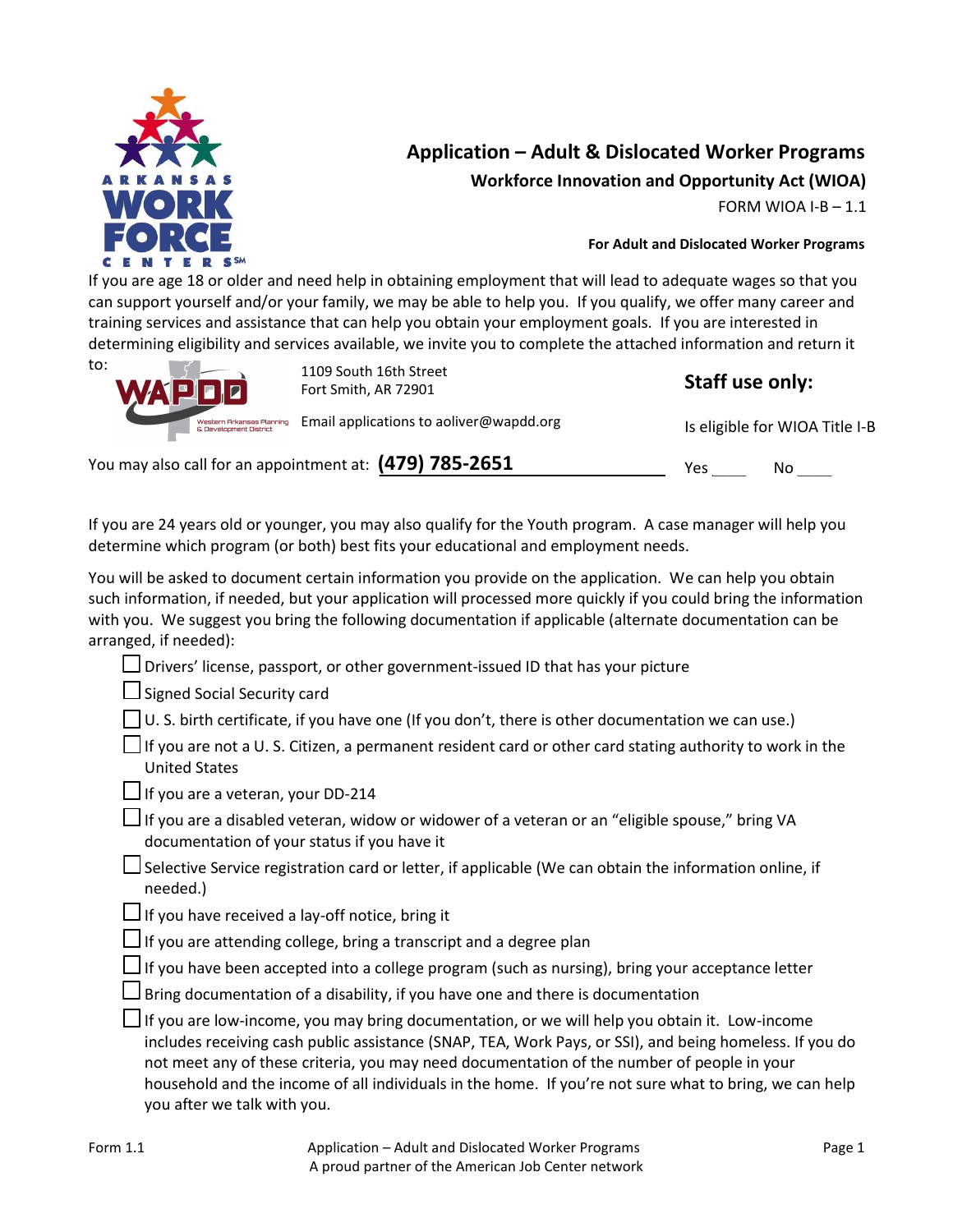# Application – Adult & Dislocated Worker Programs

## Workforce Innovation and Opportunity Act (WIOA)

FORM WIOA I-B – 1.1

**For Adult and Dislocated Worker Programs**

If you are age 18 or older and need help in obtaining employment that will lead to adequate wages so that you can support yourself and/or your family, we may be able to help you. If you qualify, we offer many career and training services and assistance that can help you obtain your employment goals. If you are interested in determining eligibility and services available, we invite you to complete the attached information and return it to:

1109 South 16th Street
Fort Smith, AR 72901

Email applications to aoliver@wapdd.org

You may also call for an appointment at: **(479) 785-2651**

**Staff use only:**

Is eligible for WIOA Title I-B

Yes ____ No ____

If you are 24 years old or younger, you may also qualify for the Youth program. A case manager will help you determine which program (or both) best fits your educational and employment needs.

You will be asked to document certain information you provide on the application. We can help you obtain such information, if needed, but your application will processed more quickly if you could bring the information with you. We suggest you bring the following documentation if applicable (alternate documentation can be arranged, if needed):

- ☐ Drivers' license, passport, or other government-issued ID that has your picture
- ☐ Signed Social Security card
- ☐ U. S. birth certificate, if you have one (If you don't, there is other documentation we can use.)
- ☐ If you are not a U. S. Citizen, a permanent resident card or other card stating authority to work in the United States
- ☐ If you are a veteran, your DD-214
- ☐ If you are a disabled veteran, widow or widower of a veteran or an "eligible spouse," bring VA documentation of your status if you have it
- ☐ Selective Service registration card or letter, if applicable (We can obtain the information online, if needed.)
- ☐ If you have received a lay-off notice, bring it
- ☐ If you are attending college, bring a transcript and a degree plan
- ☐ If you have been accepted into a college program (such as nursing), bring your acceptance letter
- ☐ Bring documentation of a disability, if you have one and there is documentation
- ☐ If you are low-income, you may bring documentation, or we will help you obtain it. Low-income includes receiving cash public assistance (SNAP, TEA, Work Pays, or SSI), and being homeless. If you do not meet any of these criteria, you may need documentation of the number of people in your household and the income of all individuals in the home. If you're not sure what to bring, we can help you after we talk with you.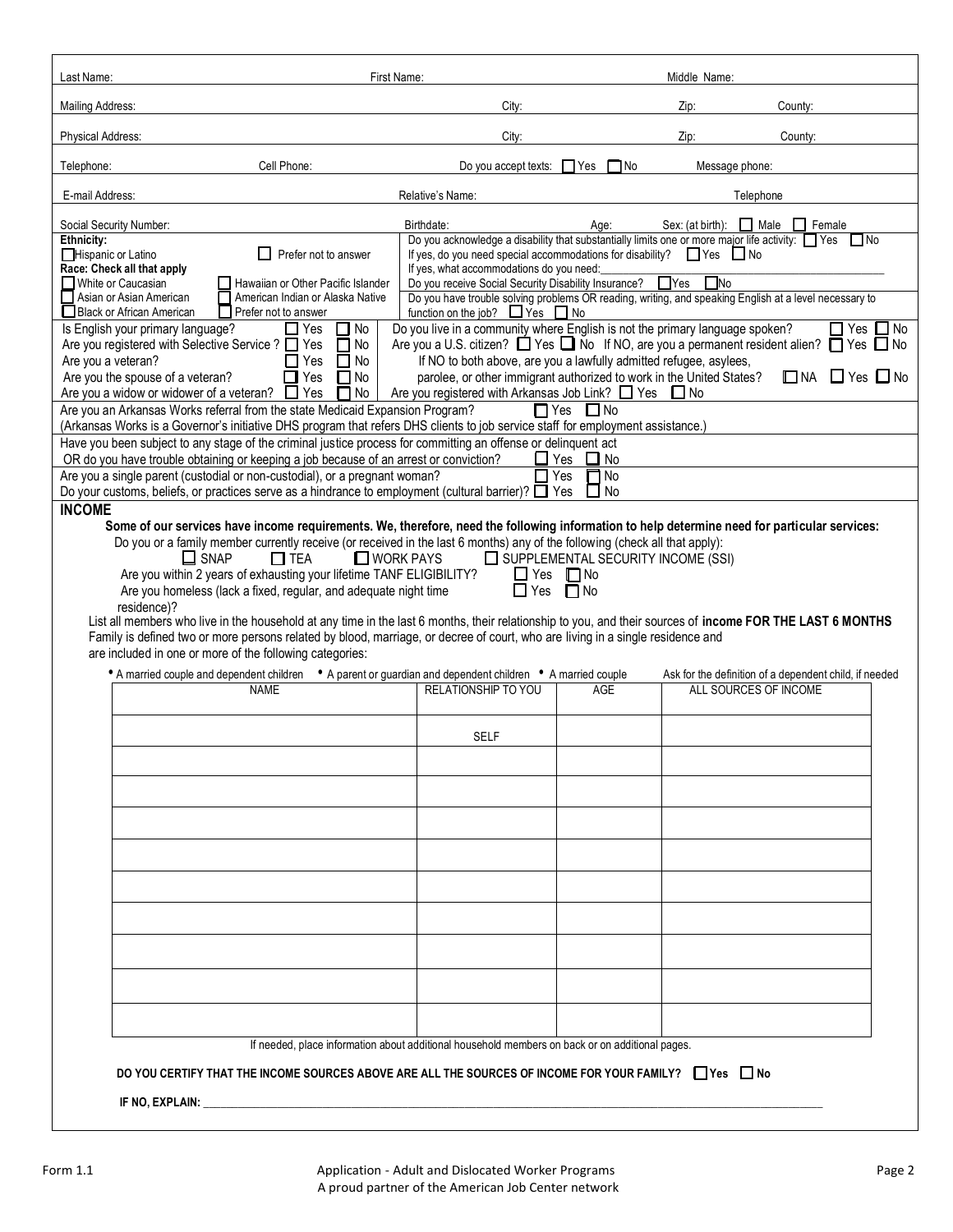Last Name: First Name: Middle Name:

Mailing Address: City: Zip: County:

Physical Address: City: Zip: County:

Telephone: Cell Phone: Do you accept texts: ☐ Yes ☐ No Message phone:

E-mail Address: Relative's Name: Telephone

Social Security Number: Birthdate: Age: Sex: (at birth): ☐ Male ☐ Female

**Ethnicity:**
☐ Hispanic or Latino ☐ Prefer not to answer

**Race: Check all that apply**
☐ White or Caucasian ☐ Hawaiian or Other Pacific Islander
☐ Asian or Asian American ☐ American Indian or Alaska Native
☐ Black or African American ☐ Prefer not to answer

Do you acknowledge a disability that substantially limits one or more major life activity: ☐ Yes ☐ No
If yes, do you need special accommodations for disability? ☐ Yes ☐ No
If yes, what accommodations do you need:\_\_\_\_\_\_\_\_\_\_\_\_\_\_\_\_\_\_\_\_
Do you receive Social Security Disability Insurance? ☐ Yes ☐ No
Do you have trouble solving problems OR reading, writing, and speaking English at a level necessary to function on the job? ☐ Yes ☐ No

Is English your primary language? ☐ Yes ☐ No
Are you registered with Selective Service ? ☐ Yes ☐ No
Are you a veteran? ☐ Yes ☐ No
Are you the spouse of a veteran? ☐ Yes ☐ No
Are you a widow or widower of a veteran? ☐ Yes ☐ No

Do you live in a community where English is not the primary language spoken? ☐ Yes ☐ No
Are you a U.S. citizen? ☐ Yes ☐ No If NO, are you a permanent resident alien? ☐ Yes ☐ No
If NO to both above, are you a lawfully admitted refugee, asylees, parolee, or other immigrant authorized to work in the United States? ☐ NA ☐ Yes ☐ No
Are you registered with Arkansas Job Link? ☐ Yes ☐ No

Are you an Arkansas Works referral from the state Medicaid Expansion Program? ☐ Yes ☐ No
(Arkansas Works is a Governor's initiative DHS program that refers DHS clients to job service staff for employment assistance.)

Have you been subject to any stage of the criminal justice process for committing an offense or delinquent act OR do you have trouble obtaining or keeping a job because of an arrest or conviction? ☐ Yes ☐ No

Are you a single parent (custodial or non-custodial), or a pregnant woman? ☐ Yes ☐ No

Do your customs, beliefs, or practices serve as a hindrance to employment (cultural barrier)? ☐ Yes ☐ No

## INCOME

**Some of our services have income requirements. We, therefore, need the following information to help determine need for particular services:**

Do you or a family member currently receive (or received in the last 6 months) any of the following (check all that apply):
☐ SNAP ☐ TEA ☐ WORK PAYS ☐ SUPPLEMENTAL SECURITY INCOME (SSI)

Are you within 2 years of exhausting your lifetime TANF ELIGIBILITY? ☐ Yes ☐ No
Are you homeless (lack a fixed, regular, and adequate night time residence)? ☐ Yes ☐ No

List all members who live in the household at any time in the last 6 months, their relationship to you, and their sources of **income FOR THE LAST 6 MONTHS**
Family is defined two or more persons related by blood, marriage, or decree of court, who are living in a single residence and are included in one or more of the following categories:

- A married couple and dependent children
- A parent or guardian and dependent children
- A married couple

Ask for the definition of a dependent child, if needed

| NAME | RELATIONSHIP TO YOU | AGE | ALL SOURCES OF INCOME |
|---|---|---|---|
| | SELF | | |
| | | | |
| | | | |
| | | | |
| | | | |
| | | | |
| | | | |
| | | | |
| | | | |
| | | | |

If needed, place information about additional household members on back or on additional pages.

**DO YOU CERTIFY THAT THE INCOME SOURCES ABOVE ARE ALL THE SOURCES OF INCOME FOR YOUR FAMILY?** ☐ Yes ☐ No

**IF NO, EXPLAIN:** \_\_\_\_\_\_\_\_\_\_\_\_\_\_\_\_\_\_\_\_\_\_\_\_\_\_\_\_\_\_\_\_\_\_\_\_\_\_\_\_

Form 1.1 Application - Adult and Dislocated Worker Programs
A proud partner of the American Job Center network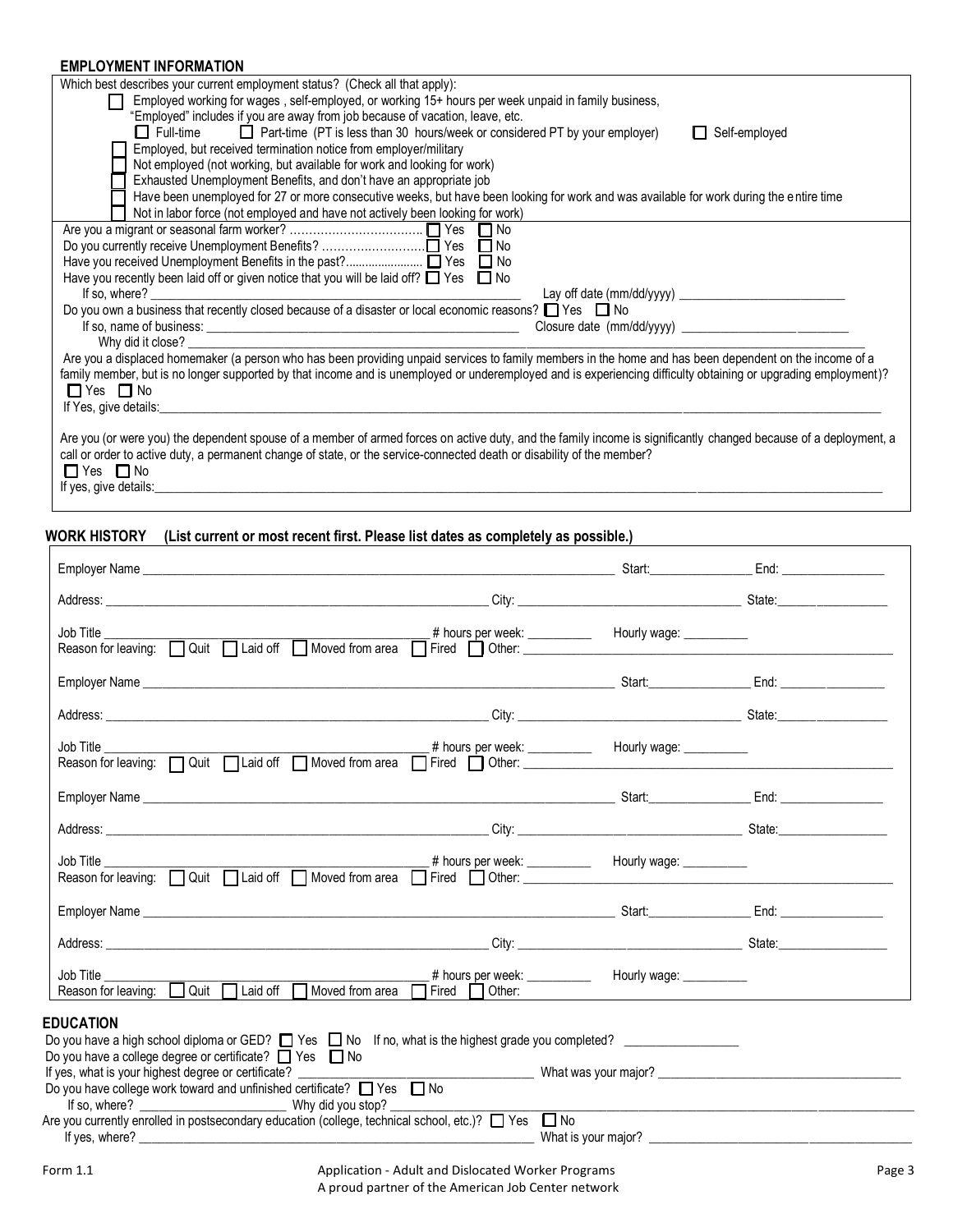## EMPLOYMENT INFORMATION

Which best describes your current employment status? (Check all that apply):

- ☐ Employed working for wages , self-employed, or working 15+ hours per week unpaid in family business, "Employed" includes if you are away from job because of vacation, leave, etc.
  - ☐ Full-time ☐ Part-time (PT is less than 30 hours/week or considered PT by your employer) ☐ Self-employed
- ☐ Employed, but received termination notice from employer/military
- ☐ Not employed (not working, but available for work and looking for work)
- ☐ Exhausted Unemployment Benefits, and don't have an appropriate job
- ☐ Have been unemployed for 27 or more consecutive weeks, but have been looking for work and was available for work during the entire time
- ☐ Not in labor force (not employed and have not actively been looking for work)

Are you a migrant or seasonal farm worker? ................................ ☐ Yes ☐ No

Do you currently receive Unemployment Benefits? ........................... ☐ Yes ☐ No

Have you received Unemployment Benefits in the past?........................ ☐ Yes ☐ No

Have you recently been laid off or given notice that you will be laid off? ☐ Yes ☐ No

If so, where? ______________________________ Lay off date (mm/dd/yyyy) ____________________

Do you own a business that recently closed because of a disaster or local economic reasons? ☐ Yes ☐ No

If so, name of business: ______________________________ Closure date (mm/dd/yyyy) ____________________

Why did it close? ______________________________

Are you a displaced homemaker (a person who has been providing unpaid services to family members in the home and has been dependent on the income of a family member, but is no longer supported by that income and is unemployed or underemployed and is experiencing difficulty obtaining or upgrading employment)?

☐ Yes ☐ No

If Yes, give details: ______________________________

Are you (or were you) the dependent spouse of a member of armed forces on active duty, and the family income is significantly changed because of a deployment, a call or order to active duty, a permanent change of state, or the service-connected death or disability of the member?

☐ Yes ☐ No

If yes, give details: ______________________________

## WORK HISTORY (List current or most recent first. Please list dates as completely as possible.)

Employer Name ______________________________ Start: ____________ End: ____________

Address: ______________________________ City: ____________________ State: ____________

Job Title ______________________________ # hours per week: __________ Hourly wage: __________

Reason for leaving: ☐ Quit ☐ Laid off ☐ Moved from area ☐ Fired ☐ Other: ______________________________

Employer Name ______________________________ Start: ____________ End: ____________

Address: ______________________________ City: ____________________ State: ____________

Job Title ______________________________ # hours per week: __________ Hourly wage: __________

Reason for leaving: ☐ Quit ☐ Laid off ☐ Moved from area ☐ Fired ☐ Other: ______________________________

Employer Name ______________________________ Start: ____________ End: ____________

Address: ______________________________ City: ____________________ State: ____________

Job Title ______________________________ # hours per week: __________ Hourly wage: __________

Reason for leaving: ☐ Quit ☐ Laid off ☐ Moved from area ☐ Fired ☐ Other: ______________________________

Employer Name ______________________________ Start: ____________ End: ____________

Address: ______________________________ City: ____________________ State: ____________

Job Title ______________________________ # hours per week: __________ Hourly wage: __________

Reason for leaving: ☐ Quit ☐ Laid off ☐ Moved from area ☐ Fired ☐ Other:

## EDUCATION

Do you have a high school diploma or GED? ☐ Yes ☐ No If no, what is the highest grade you completed? ____________

Do you have a college degree or certificate? ☐ Yes ☐ No

If yes, what is your highest degree or certificate? ____________________ What was your major? ____________________

Do you have college work toward and unfinished certificate? ☐ Yes ☐ No

If so, where? ____________________ Why did you stop? ______________________________

Are you currently enrolled in postsecondary education (college, technical school, etc.)? ☐ Yes ☐ No

If yes, where? ______________________________ What is your major? ____________________

Form 1.1 — Application - Adult and Dislocated Worker Programs

A proud partner of the American Job Center network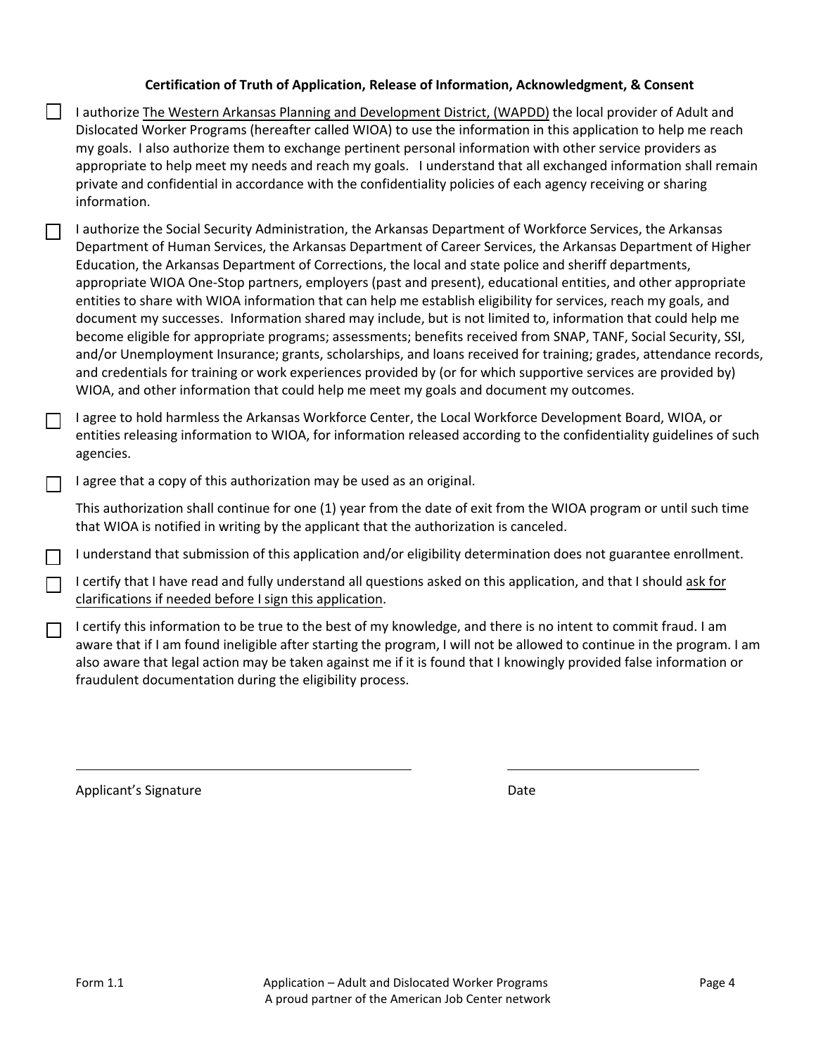**Certification of Truth of Application, Release of Information, Acknowledgment, & Consent**

- ☐ I authorize The Western Arkansas Planning and Development District, (WAPDD) the local provider of Adult and Dislocated Worker Programs (hereafter called WIOA) to use the information in this application to help me reach my goals. I also authorize them to exchange pertinent personal information with other service providers as appropriate to help meet my needs and reach my goals. I understand that all exchanged information shall remain private and confidential in accordance with the confidentiality policies of each agency receiving or sharing information.

- ☐ I authorize the Social Security Administration, the Arkansas Department of Workforce Services, the Arkansas Department of Human Services, the Arkansas Department of Career Services, the Arkansas Department of Higher Education, the Arkansas Department of Corrections, the local and state police and sheriff departments, appropriate WIOA One-Stop partners, employers (past and present), educational entities, and other appropriate entities to share with WIOA information that can help me establish eligibility for services, reach my goals, and document my successes. Information shared may include, but is not limited to, information that could help me become eligible for appropriate programs; assessments; benefits received from SNAP, TANF, Social Security, SSI, and/or Unemployment Insurance; grants, scholarships, and loans received for training; grades, attendance records, and credentials for training or work experiences provided by (or for which supportive services are provided by) WIOA, and other information that could help me meet my goals and document my outcomes.

- ☐ I agree to hold harmless the Arkansas Workforce Center, the Local Workforce Development Board, WIOA, or entities releasing information to WIOA, for information released according to the confidentiality guidelines of such agencies.

- ☐ I agree that a copy of this authorization may be used as an original.

  This authorization shall continue for one (1) year from the date of exit from the WIOA program or until such time that WIOA is notified in writing by the applicant that the authorization is canceled.

- ☐ I understand that submission of this application and/or eligibility determination does not guarantee enrollment.

- ☐ I certify that I have read and fully understand all questions asked on this application, and that I should ask for clarifications if needed before I sign this application.

- ☐ I certify this information to be true to the best of my knowledge, and there is no intent to commit fraud. I am aware that if I am found ineligible after starting the program, I will not be allowed to continue in the program. I am also aware that legal action may be taken against me if it is found that I knowingly provided false information or fraudulent documentation during the eligibility process.

\_\_\_\_\_\_\_\_\_\_\_\_\_\_\_\_\_\_\_\_\_\_\_\_\_\_\_\_\_\_\_\_\_\_\_\_\_\_\_\_ \_\_\_\_\_\_\_\_\_\_\_\_\_\_\_\_\_\_\_\_\_\_\_\_

Applicant's Signature Date

Form 1.1 Application – Adult and Dislocated Worker Programs
A proud partner of the American Job Center network